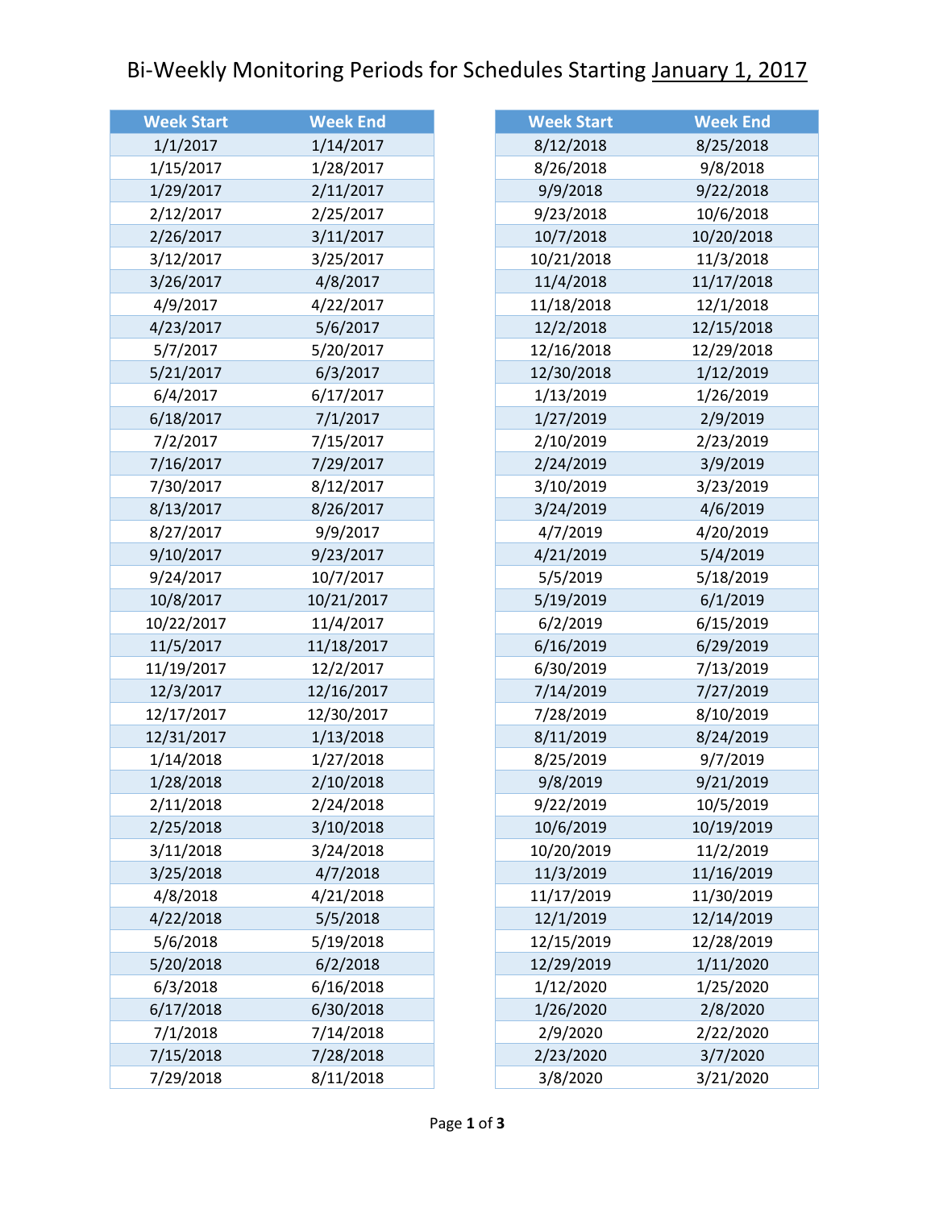# Bi-Weekly Monitoring Periods for Schedules Starting January 1, 2017

| Week Start | Week End |
|---|---|
| 1/1/2017 | 1/14/2017 |
| 1/15/2017 | 1/28/2017 |
| 1/29/2017 | 2/11/2017 |
| 2/12/2017 | 2/25/2017 |
| 2/26/2017 | 3/11/2017 |
| 3/12/2017 | 3/25/2017 |
| 3/26/2017 | 4/8/2017 |
| 4/9/2017 | 4/22/2017 |
| 4/23/2017 | 5/6/2017 |
| 5/7/2017 | 5/20/2017 |
| 5/21/2017 | 6/3/2017 |
| 6/4/2017 | 6/17/2017 |
| 6/18/2017 | 7/1/2017 |
| 7/2/2017 | 7/15/2017 |
| 7/16/2017 | 7/29/2017 |
| 7/30/2017 | 8/12/2017 |
| 8/13/2017 | 8/26/2017 |
| 8/27/2017 | 9/9/2017 |
| 9/10/2017 | 9/23/2017 |
| 9/24/2017 | 10/7/2017 |
| 10/8/2017 | 10/21/2017 |
| 10/22/2017 | 11/4/2017 |
| 11/5/2017 | 11/18/2017 |
| 11/19/2017 | 12/2/2017 |
| 12/3/2017 | 12/16/2017 |
| 12/17/2017 | 12/30/2017 |
| 12/31/2017 | 1/13/2018 |
| 1/14/2018 | 1/27/2018 |
| 1/28/2018 | 2/10/2018 |
| 2/11/2018 | 2/24/2018 |
| 2/25/2018 | 3/10/2018 |
| 3/11/2018 | 3/24/2018 |
| 3/25/2018 | 4/7/2018 |
| 4/8/2018 | 4/21/2018 |
| 4/22/2018 | 5/5/2018 |
| 5/6/2018 | 5/19/2018 |
| 5/20/2018 | 6/2/2018 |
| 6/3/2018 | 6/16/2018 |
| 6/17/2018 | 6/30/2018 |
| 7/1/2018 | 7/14/2018 |
| 7/15/2018 | 7/28/2018 |
| 7/29/2018 | 8/11/2018 |
| 8/12/2018 | 8/25/2018 |
| 8/26/2018 | 9/8/2018 |
| 9/9/2018 | 9/22/2018 |
| 9/23/2018 | 10/6/2018 |
| 10/7/2018 | 10/20/2018 |
| 10/21/2018 | 11/3/2018 |
| 11/4/2018 | 11/17/2018 |
| 11/18/2018 | 12/1/2018 |
| 12/2/2018 | 12/15/2018 |
| 12/16/2018 | 12/29/2018 |
| 12/30/2018 | 1/12/2019 |
| 1/13/2019 | 1/26/2019 |
| 1/27/2019 | 2/9/2019 |
| 2/10/2019 | 2/23/2019 |
| 2/24/2019 | 3/9/2019 |
| 3/10/2019 | 3/23/2019 |
| 3/24/2019 | 4/6/2019 |
| 4/7/2019 | 4/20/2019 |
| 4/21/2019 | 5/4/2019 |
| 5/5/2019 | 5/18/2019 |
| 5/19/2019 | 6/1/2019 |
| 6/2/2019 | 6/15/2019 |
| 6/16/2019 | 6/29/2019 |
| 6/30/2019 | 7/13/2019 |
| 7/14/2019 | 7/27/2019 |
| 7/28/2019 | 8/10/2019 |
| 8/11/2019 | 8/24/2019 |
| 8/25/2019 | 9/7/2019 |
| 9/8/2019 | 9/21/2019 |
| 9/22/2019 | 10/5/2019 |
| 10/6/2019 | 10/19/2019 |
| 10/20/2019 | 11/2/2019 |
| 11/3/2019 | 11/16/2019 |
| 11/17/2019 | 11/30/2019 |
| 12/1/2019 | 12/14/2019 |
| 12/15/2019 | 12/28/2019 |
| 12/29/2019 | 1/11/2020 |
| 1/12/2020 | 1/25/2020 |
| 1/26/2020 | 2/8/2020 |
| 2/9/2020 | 2/22/2020 |
| 2/23/2020 | 3/7/2020 |
| 3/8/2020 | 3/21/2020 |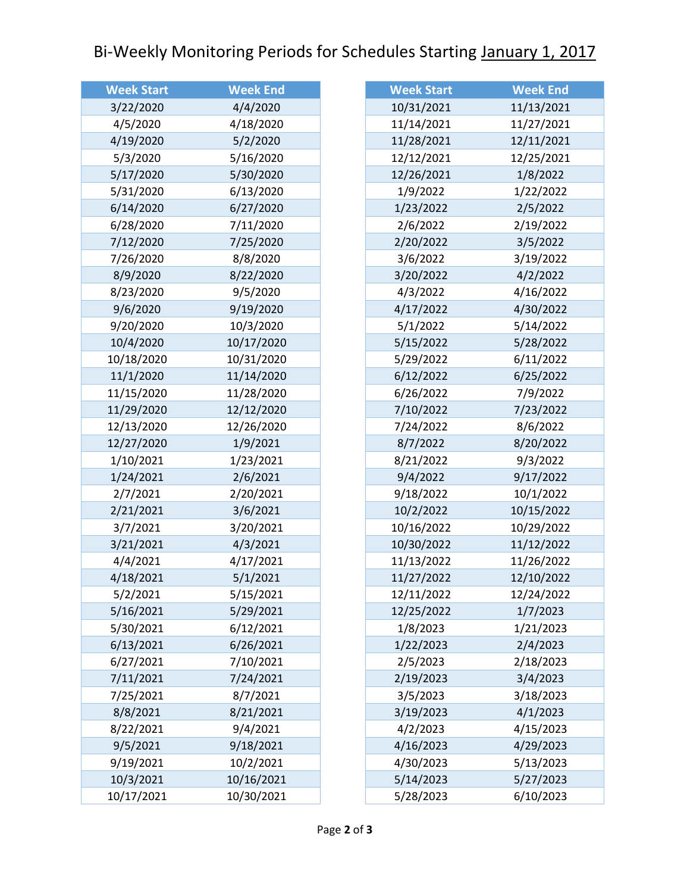# Bi-Weekly Monitoring Periods for Schedules Starting January 1, 2017

| Week Start | Week End |
| --- | --- |
| 3/22/2020 | 4/4/2020 |
| 4/5/2020 | 4/18/2020 |
| 4/19/2020 | 5/2/2020 |
| 5/3/2020 | 5/16/2020 |
| 5/17/2020 | 5/30/2020 |
| 5/31/2020 | 6/13/2020 |
| 6/14/2020 | 6/27/2020 |
| 6/28/2020 | 7/11/2020 |
| 7/12/2020 | 7/25/2020 |
| 7/26/2020 | 8/8/2020 |
| 8/9/2020 | 8/22/2020 |
| 8/23/2020 | 9/5/2020 |
| 9/6/2020 | 9/19/2020 |
| 9/20/2020 | 10/3/2020 |
| 10/4/2020 | 10/17/2020 |
| 10/18/2020 | 10/31/2020 |
| 11/1/2020 | 11/14/2020 |
| 11/15/2020 | 11/28/2020 |
| 11/29/2020 | 12/12/2020 |
| 12/13/2020 | 12/26/2020 |
| 12/27/2020 | 1/9/2021 |
| 1/10/2021 | 1/23/2021 |
| 1/24/2021 | 2/6/2021 |
| 2/7/2021 | 2/20/2021 |
| 2/21/2021 | 3/6/2021 |
| 3/7/2021 | 3/20/2021 |
| 3/21/2021 | 4/3/2021 |
| 4/4/2021 | 4/17/2021 |
| 4/18/2021 | 5/1/2021 |
| 5/2/2021 | 5/15/2021 |
| 5/16/2021 | 5/29/2021 |
| 5/30/2021 | 6/12/2021 |
| 6/13/2021 | 6/26/2021 |
| 6/27/2021 | 7/10/2021 |
| 7/11/2021 | 7/24/2021 |
| 7/25/2021 | 8/7/2021 |
| 8/8/2021 | 8/21/2021 |
| 8/22/2021 | 9/4/2021 |
| 9/5/2021 | 9/18/2021 |
| 9/19/2021 | 10/2/2021 |
| 10/3/2021 | 10/16/2021 |
| 10/17/2021 | 10/30/2021 |
| 10/31/2021 | 11/13/2021 |
| 11/14/2021 | 11/27/2021 |
| 11/28/2021 | 12/11/2021 |
| 12/12/2021 | 12/25/2021 |
| 12/26/2021 | 1/8/2022 |
| 1/9/2022 | 1/22/2022 |
| 1/23/2022 | 2/5/2022 |
| 2/6/2022 | 2/19/2022 |
| 2/20/2022 | 3/5/2022 |
| 3/6/2022 | 3/19/2022 |
| 3/20/2022 | 4/2/2022 |
| 4/3/2022 | 4/16/2022 |
| 4/17/2022 | 4/30/2022 |
| 5/1/2022 | 5/14/2022 |
| 5/15/2022 | 5/28/2022 |
| 5/29/2022 | 6/11/2022 |
| 6/12/2022 | 6/25/2022 |
| 6/26/2022 | 7/9/2022 |
| 7/10/2022 | 7/23/2022 |
| 7/24/2022 | 8/6/2022 |
| 8/7/2022 | 8/20/2022 |
| 8/21/2022 | 9/3/2022 |
| 9/4/2022 | 9/17/2022 |
| 9/18/2022 | 10/1/2022 |
| 10/2/2022 | 10/15/2022 |
| 10/16/2022 | 10/29/2022 |
| 10/30/2022 | 11/12/2022 |
| 11/13/2022 | 11/26/2022 |
| 11/27/2022 | 12/10/2022 |
| 12/11/2022 | 12/24/2022 |
| 12/25/2022 | 1/7/2023 |
| 1/8/2023 | 1/21/2023 |
| 1/22/2023 | 2/4/2023 |
| 2/5/2023 | 2/18/2023 |
| 2/19/2023 | 3/4/2023 |
| 3/5/2023 | 3/18/2023 |
| 3/19/2023 | 4/1/2023 |
| 4/2/2023 | 4/15/2023 |
| 4/16/2023 | 4/29/2023 |
| 4/30/2023 | 5/13/2023 |
| 5/14/2023 | 5/27/2023 |
| 5/28/2023 | 6/10/2023 |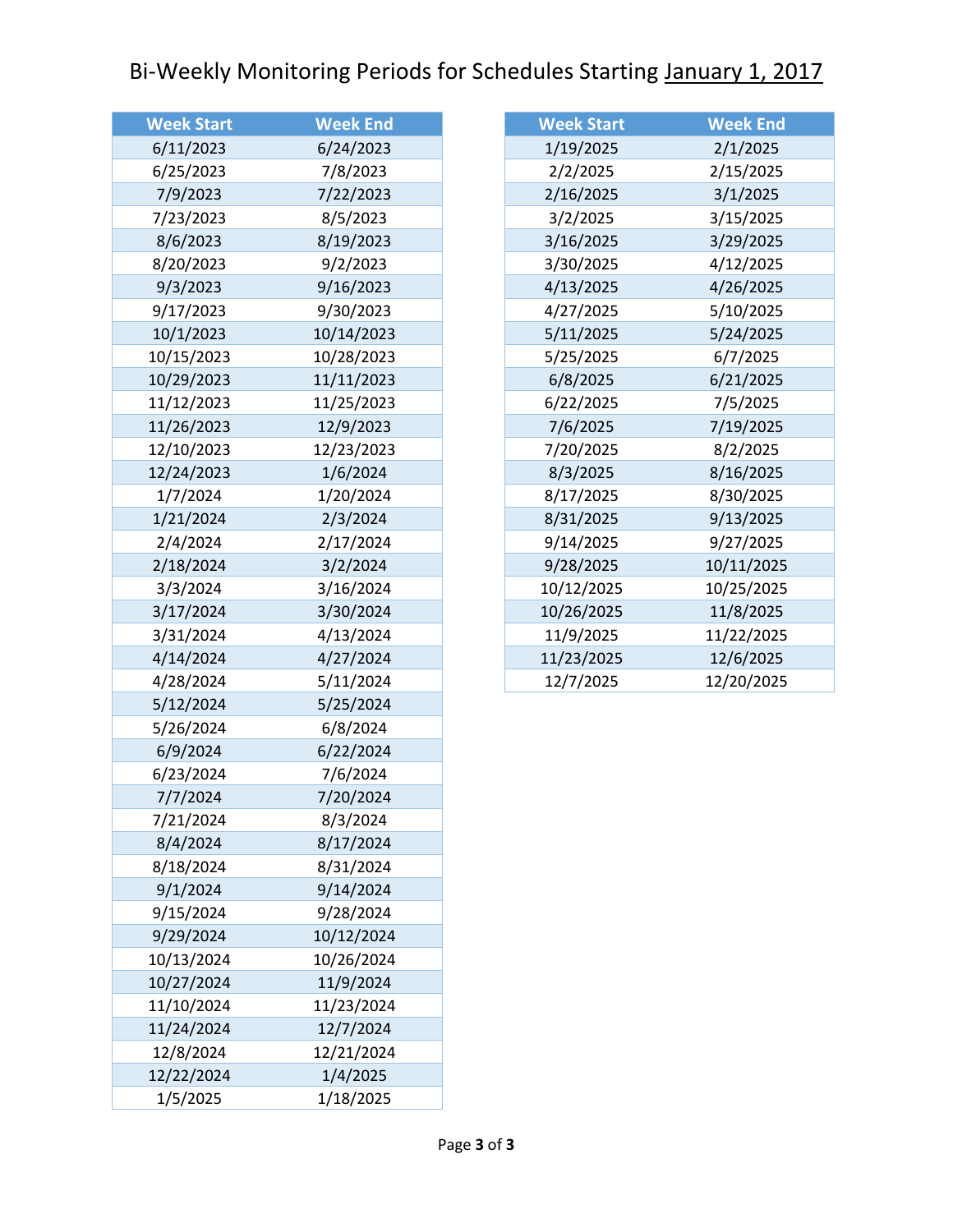# Bi-Weekly Monitoring Periods for Schedules Starting January 1, 2017

| Week Start | Week End |
|---|---|
| 6/11/2023 | 6/24/2023 |
| 6/25/2023 | 7/8/2023 |
| 7/9/2023 | 7/22/2023 |
| 7/23/2023 | 8/5/2023 |
| 8/6/2023 | 8/19/2023 |
| 8/20/2023 | 9/2/2023 |
| 9/3/2023 | 9/16/2023 |
| 9/17/2023 | 9/30/2023 |
| 10/1/2023 | 10/14/2023 |
| 10/15/2023 | 10/28/2023 |
| 10/29/2023 | 11/11/2023 |
| 11/12/2023 | 11/25/2023 |
| 11/26/2023 | 12/9/2023 |
| 12/10/2023 | 12/23/2023 |
| 12/24/2023 | 1/6/2024 |
| 1/7/2024 | 1/20/2024 |
| 1/21/2024 | 2/3/2024 |
| 2/4/2024 | 2/17/2024 |
| 2/18/2024 | 3/2/2024 |
| 3/3/2024 | 3/16/2024 |
| 3/17/2024 | 3/30/2024 |
| 3/31/2024 | 4/13/2024 |
| 4/14/2024 | 4/27/2024 |
| 4/28/2024 | 5/11/2024 |
| 5/12/2024 | 5/25/2024 |
| 5/26/2024 | 6/8/2024 |
| 6/9/2024 | 6/22/2024 |
| 6/23/2024 | 7/6/2024 |
| 7/7/2024 | 7/20/2024 |
| 7/21/2024 | 8/3/2024 |
| 8/4/2024 | 8/17/2024 |
| 8/18/2024 | 8/31/2024 |
| 9/1/2024 | 9/14/2024 |
| 9/15/2024 | 9/28/2024 |
| 9/29/2024 | 10/12/2024 |
| 10/13/2024 | 10/26/2024 |
| 10/27/2024 | 11/9/2024 |
| 11/10/2024 | 11/23/2024 |
| 11/24/2024 | 12/7/2024 |
| 12/8/2024 | 12/21/2024 |
| 12/22/2024 | 1/4/2025 |
| 1/5/2025 | 1/18/2025 |
| 1/19/2025 | 2/1/2025 |
| 2/2/2025 | 2/15/2025 |
| 2/16/2025 | 3/1/2025 |
| 3/2/2025 | 3/15/2025 |
| 3/16/2025 | 3/29/2025 |
| 3/30/2025 | 4/12/2025 |
| 4/13/2025 | 4/26/2025 |
| 4/27/2025 | 5/10/2025 |
| 5/11/2025 | 5/24/2025 |
| 5/25/2025 | 6/7/2025 |
| 6/8/2025 | 6/21/2025 |
| 6/22/2025 | 7/5/2025 |
| 7/6/2025 | 7/19/2025 |
| 7/20/2025 | 8/2/2025 |
| 8/3/2025 | 8/16/2025 |
| 8/17/2025 | 8/30/2025 |
| 8/31/2025 | 9/13/2025 |
| 9/14/2025 | 9/27/2025 |
| 9/28/2025 | 10/11/2025 |
| 10/12/2025 | 10/25/2025 |
| 10/26/2025 | 11/8/2025 |
| 11/9/2025 | 11/22/2025 |
| 11/23/2025 | 12/6/2025 |
| 12/7/2025 | 12/20/2025 |